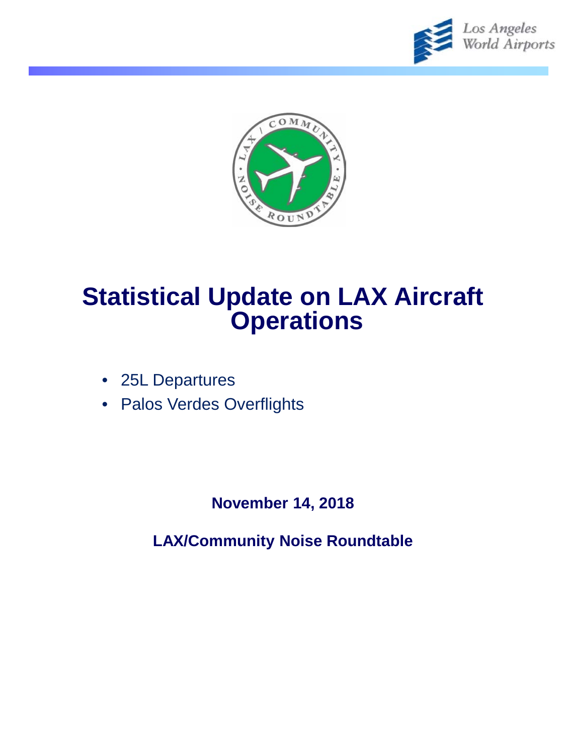# Statistical Update on LAX Aircraft Operations

- 25L Departures
- Palos Verdes Overflights

**November 14, 2018**

**LAX/Community Noise Roundtable**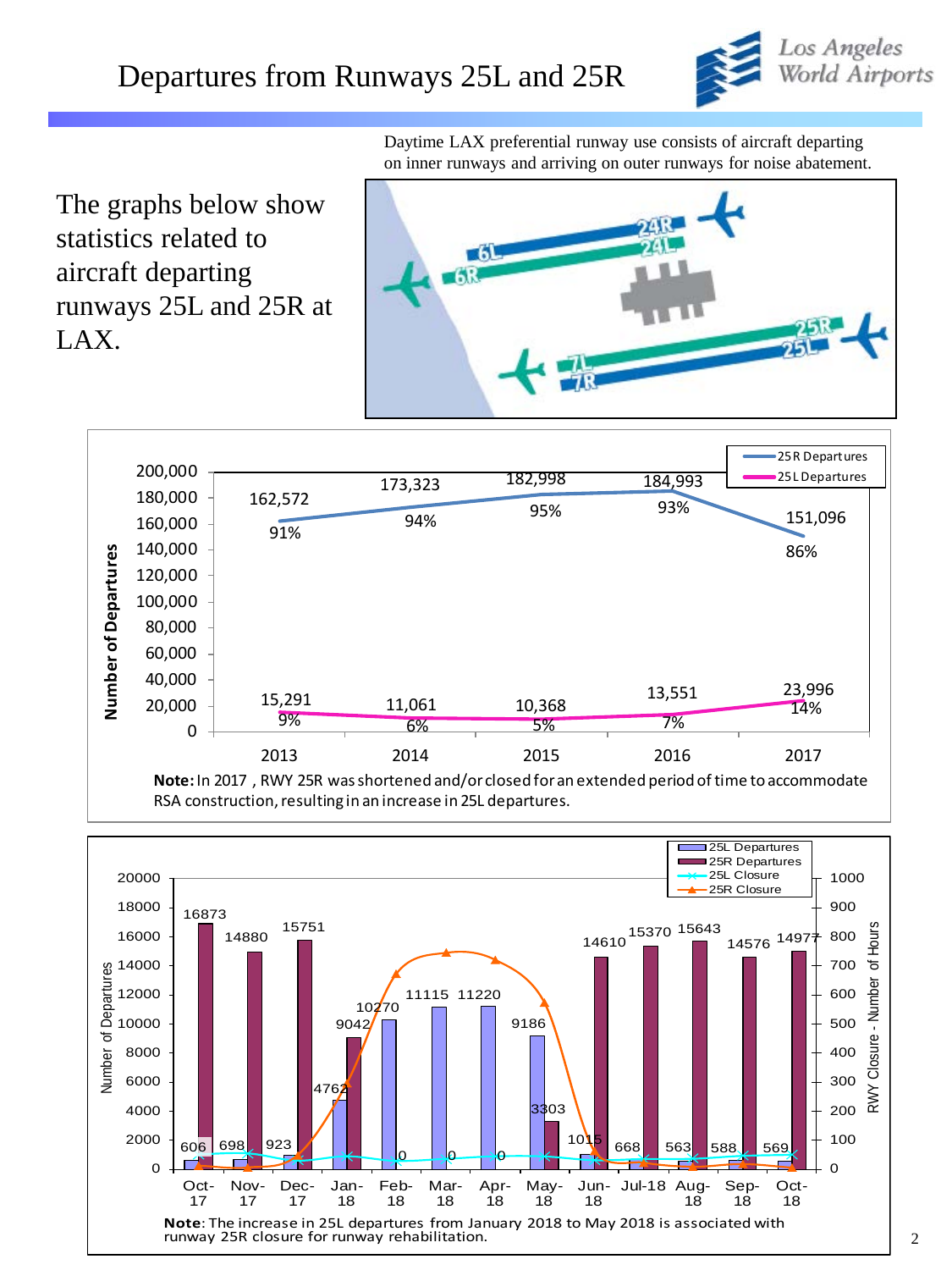# Departures from Runways 25L and 25R

Daytime LAX preferential runway use consists of aircraft departing on inner runways and arriving on outer runways for noise abatement.

The graphs below show statistics related to aircraft departing runways 25L and 25R at LAX.

| Year | 25R Departures | 25R % | 25L Departures | 25L % |
|---|---|---|---|---|
| 2013 | 162,572 | 91% | 15,291 | 9% |
| 2014 | 173,323 | 94% | 11,061 | 6% |
| 2015 | 182,998 | 95% | 10,368 | 5% |
| 2016 | 184,993 | 93% | 13,551 | 7% |
| 2017 | 151,096 | 86% | 23,996 | 14% |

**Note:** In 2017, RWY 25R was shortened and/or closed for an extended period of time to accommodate RSA construction, resulting in an increase in 25L departures.

| Month | 25L Departures | 25R Departures |
|---|---|---|
| Oct-17 | 606 | 16873 |
| Nov-17 | 698 | 14880 |
| Dec-17 | 923 | 15751 |
| Jan-18 | 4762 | 9042 |
| Feb-18 | 10270 | 0 |
| Mar-18 | 11115 | 0 |
| Apr-18 | 11220 | 0 |
| May-18 | 9186 | 3303 |
| Jun-18 | 1015 | 14610 |
| Jul-18 | 668 | 15370 |
| Aug-18 | 563 | 15643 |
| Sep-18 | 588 | 14576 |
| Oct-18 | 569 | 14977 |

**Note**: The increase in 25L departures from January 2018 to May 2018 is associated with runway 25R closure for runway rehabilitation.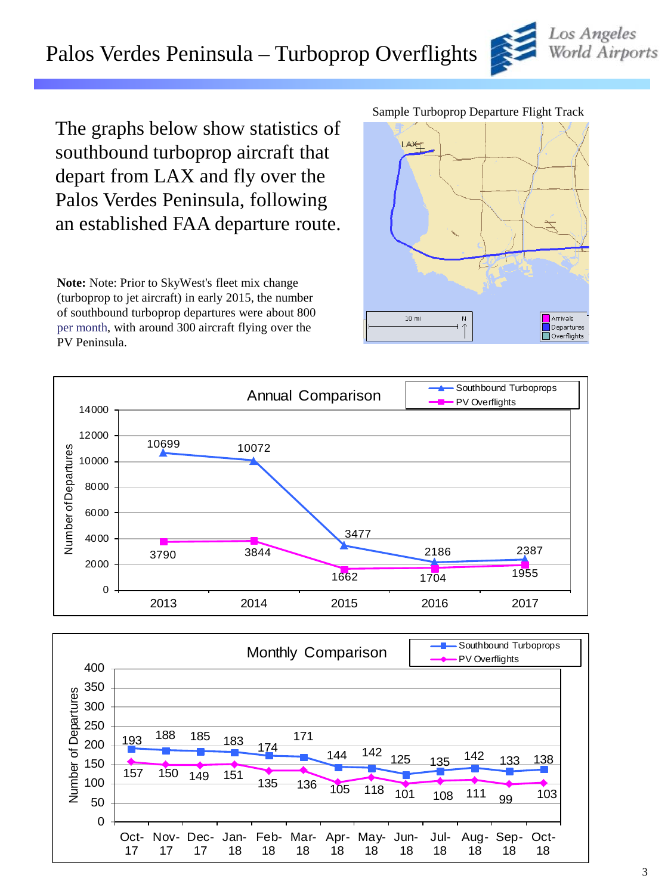# Palos Verdes Peninsula – Turboprop Overflights

Los Angeles World Airports

The graphs below show statistics of southbound turboprop aircraft that depart from LAX and fly over the Palos Verdes Peninsula, following an established FAA departure route.

**Note:** Note: Prior to SkyWest's fleet mix change (turboprop to jet aircraft) in early 2015, the number of southbound turboprop departures were about 800 per month, with around 300 aircraft flying over the PV Peninsula.

Sample Turboprop Departure Flight Track

**Annual Comparison**

| Year | Southbound Turboprops | PV Overflights |
| --- | --- | --- |
| 2013 | 10699 | 3790 |
| 2014 | 10072 | 3844 |
| 2015 | 3477 | 1662 |
| 2016 | 2186 | 1704 |
| 2017 | 2387 | 1955 |

**Monthly Comparison**

| Month | Southbound Turboprops | PV Overflights |
| --- | --- | --- |
| Oct-17 | 193 | 157 |
| Nov-17 | 188 | 150 |
| Dec-17 | 185 | 149 |
| Jan-18 | 183 | 151 |
| Feb-18 | 174 | 135 |
| Mar-18 | 171 | 136 |
| Apr-18 | 144 | 105 |
| May-18 | 142 | 118 |
| Jun-18 | 125 | 101 |
| Jul-18 | 135 | 108 |
| Aug-18 | 142 | 111 |
| Sep-18 | 133 | 99 |
| Oct-18 | 138 | 103 |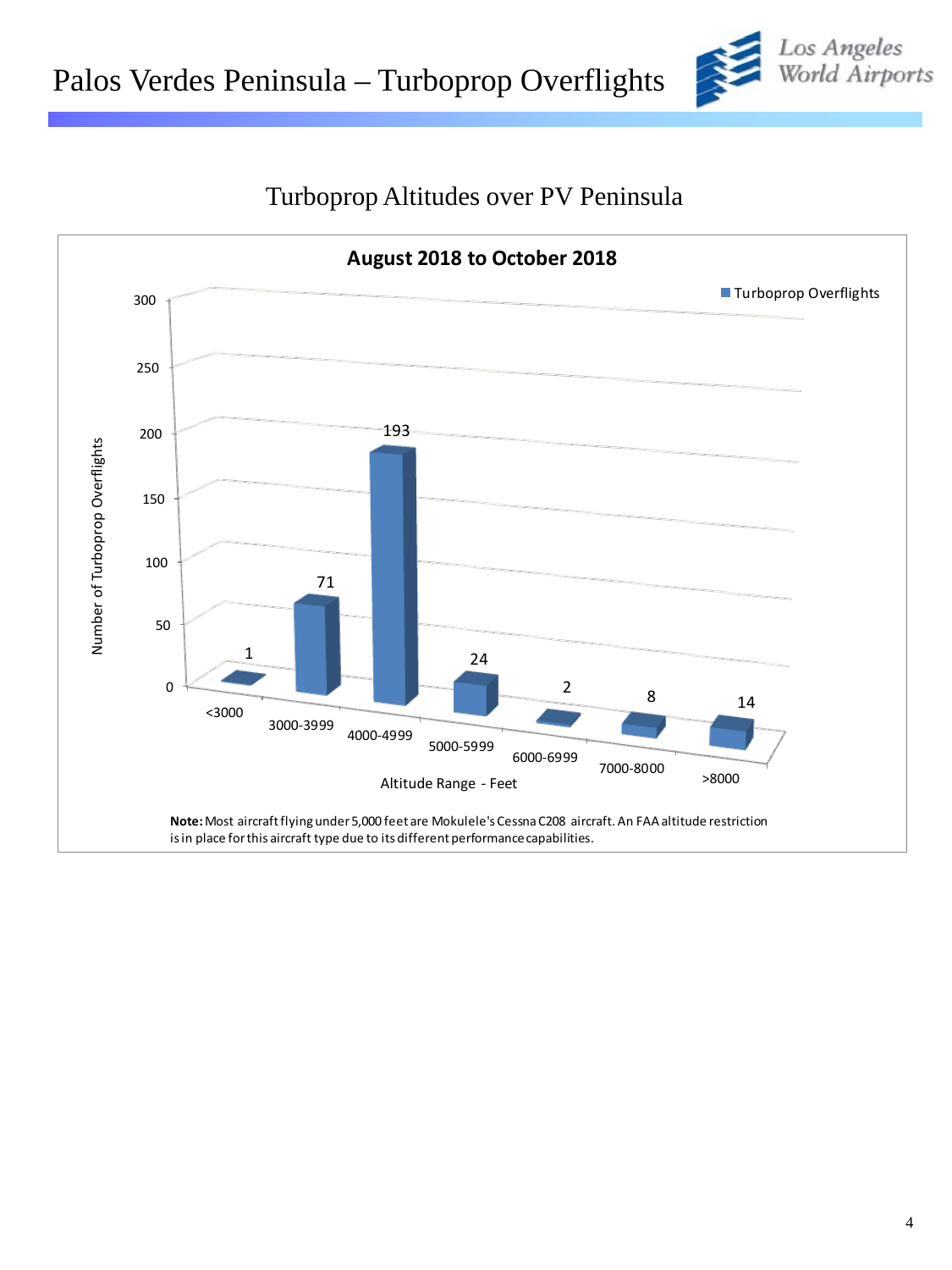# Palos Verdes Peninsula – Turboprop Overflights

## Turboprop Altitudes over PV Peninsula

**August 2018 to October 2018**

| Altitude Range - Feet | Turboprop Overflights |
|---|---|
| <3000 | 1 |
| 3000-3999 | 71 |
| 4000-4999 | 193 |
| 5000-5999 | 24 |
| 6000-6999 | 2 |
| 7000-8000 | 8 |
| >8000 | 14 |

**Note:** Most aircraft flying under 5,000 feet are Mokulele's Cessna C208 aircraft. An FAA altitude restriction is in place for this aircraft type due to its different performance capabilities.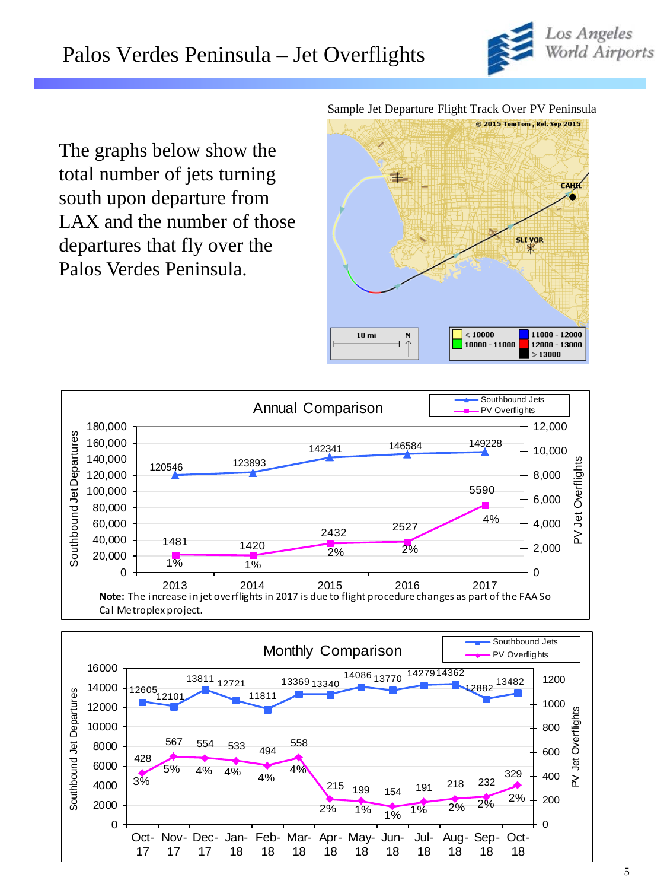# Palos Verdes Peninsula – Jet Overflights

The graphs below show the total number of jets turning south upon departure from LAX and the number of those departures that fly over the Palos Verdes Peninsula.

Sample Jet Departure Flight Track Over PV Peninsula

## Annual Comparison

| Year | Southbound Jets | PV Overflights | % |
|---|---|---|---|
| 2013 | 120546 | 1481 | 1% |
| 2014 | 123893 | 1420 | 1% |
| 2015 | 142341 | 2432 | 2% |
| 2016 | 146584 | 2527 | 2% |
| 2017 | 149228 | 5590 | 4% |

**Note:** The increase in jet overflights in 2017 is due to flight procedure changes as part of the FAA So Cal Metroplex project.

## Monthly Comparison

| Month | Southbound Jets | PV Overflights | % |
|---|---|---|---|
| Oct-17 | 12605 | 428 | 3% |
| Nov-17 | 12101 | 567 | 5% |
| Dec-17 | 13811 | 554 | 4% |
| Jan-18 | 12721 | 533 | 4% |
| Feb-18 | 11811 | 494 | 4% |
| Mar-18 | 13369 | 558 | 4% |
| Apr-18 | 13340 | 215 | 2% |
| May-18 | 14086 | 199 | 1% |
| Jun-18 | 13770 | 154 | 1% |
| Jul-18 | 14279 | 191 | 1% |
| Aug-18 | 14362 | 218 | 2% |
| Sep-18 | 12882 | 232 | 2% |
| Oct-18 | 13482 | 329 | 2% |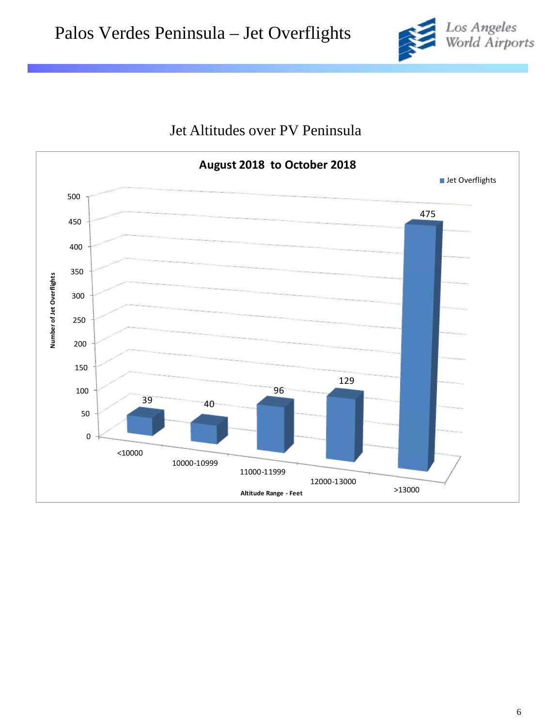# Palos Verdes Peninsula – Jet Overflights

Los Angeles World Airports

## Jet Altitudes over PV Peninsula

August 2018 to October 2018

Jet Overflights

Number of Jet Overflights

500
450
400
350
300
250
200
150
100
50
0

39
40
96
129
475

<10000
10000-10999
11000-11999
12000-13000
>13000

Altitude Range - Feet